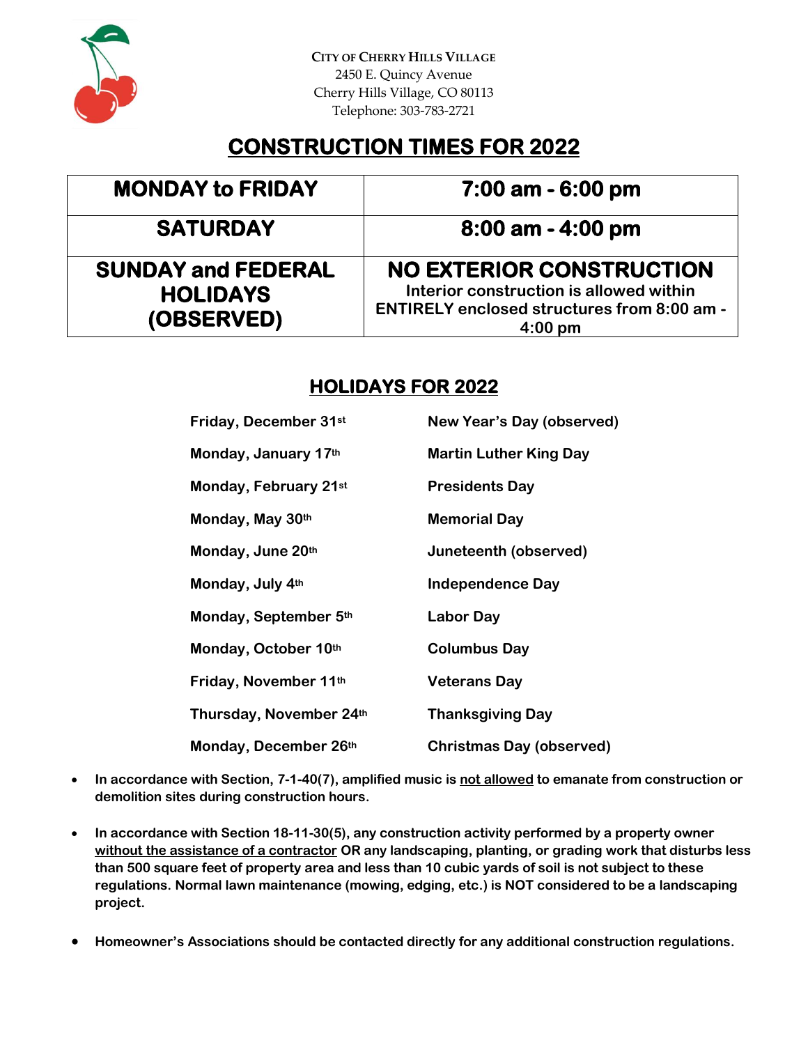CITY OF CHERRY HILLS VILLAGE
2450 E. Quincy Avenue
Cherry Hills Village, CO 80113
Telephone: 303-783-2721

# CONSTRUCTION TIMES FOR 2022

| MONDAY to FRIDAY | 7:00 am - 6:00 pm |
|---|---|
| SATURDAY | 8:00 am - 4:00 pm |
| SUNDAY and FEDERAL HOLIDAYS (OBSERVED) | **NO EXTERIOR CONSTRUCTION** Interior construction is allowed within ENTIRELY enclosed structures from 8:00 am - 4:00 pm |

## HOLIDAYS FOR 2022

| | |
|---|---|
| Friday, December 31st | New Year's Day (observed) |
| Monday, January 17th | Martin Luther King Day |
| Monday, February 21st | Presidents Day |
| Monday, May 30th | Memorial Day |
| Monday, June 20th | Juneteenth (observed) |
| Monday, July 4th | Independence Day |
| Monday, September 5th | Labor Day |
| Monday, October 10th | Columbus Day |
| Friday, November 11th | Veterans Day |
| Thursday, November 24th | Thanksgiving Day |
| Monday, December 26th | Christmas Day (observed) |

- **In accordance with Section, 7-1-40(7), amplified music is not allowed to emanate from construction or demolition sites during construction hours.**
- **In accordance with Section 18-11-30(5), any construction activity performed by a property owner without the assistance of a contractor OR any landscaping, planting, or grading work that disturbs less than 500 square feet of property area and less than 10 cubic yards of soil is not subject to these regulations. Normal lawn maintenance (mowing, edging, etc.) is NOT considered to be a landscaping project.**
- **Homeowner's Associations should be contacted directly for any additional construction regulations.**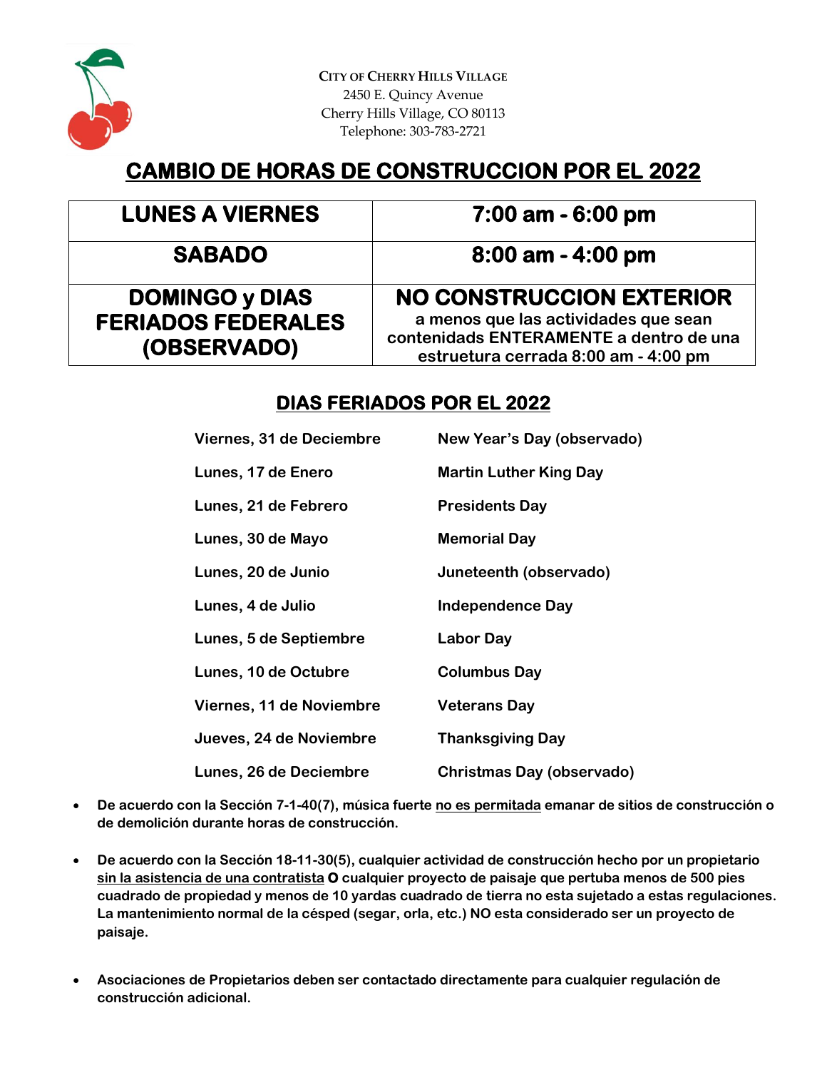**CITY OF CHERRY HILLS VILLAGE**
2450 E. Quincy Avenue
Cherry Hills Village, CO 80113
Telephone: 303-783-2721

# CAMBIO DE HORAS DE CONSTRUCCION POR EL 2022

| | |
|---|---|
| **LUNES A VIERNES** | **7:00 am - 6:00 pm** |
| **SABADO** | **8:00 am - 4:00 pm** |
| **DOMINGO y DIAS FERIADOS FEDERALES (OBSERVADO)** | **NO CONSTRUCCION EXTERIOR** a menos que las actividades que sean contenidads ENTERAMENTE a dentro de una estrutura cerrada 8:00 am - 4:00 pm |

## DIAS FERIADOS POR EL 2022

| | |
|---|---|
| Viernes, 31 de Deciembre | New Year's Day (observado) |
| Lunes, 17 de Enero | Martin Luther King Day |
| Lunes, 21 de Febrero | Presidents Day |
| Lunes, 30 de Mayo | Memorial Day |
| Lunes, 20 de Junio | Juneteenth (observado) |
| Lunes, 4 de Julio | Independence Day |
| Lunes, 5 de Septiembre | Labor Day |
| Lunes, 10 de Octubre | Columbus Day |
| Viernes, 11 de Noviembre | Veterans Day |
| Jueves, 24 de Noviembre | Thanksgiving Day |
| Lunes, 26 de Deciembre | Christmas Day (observado) |

- **De acuerdo con la Sección 7-1-40(7), música fuerte no es permitada emanar de sitios de construcción o de demolición durante horas de construcción.**
- **De acuerdo con la Sección 18-11-30(5), cualquier actividad de construcción hecho por un propietario sin la asistencia de una contratista O cualquier proyecto de paisaje que pertuba menos de 500 pies cuadrado de propiedad y menos de 10 yardas cuadrado de tierra no esta sujetado a estas regulaciones. La mantenimiento normal de la césped (segar, orla, etc.) NO esta considerado ser un proyecto de paisaje.**
- **Asociaciones de Propietarios deben ser contactado directamente para cualquier regulación de construcción adicional.**